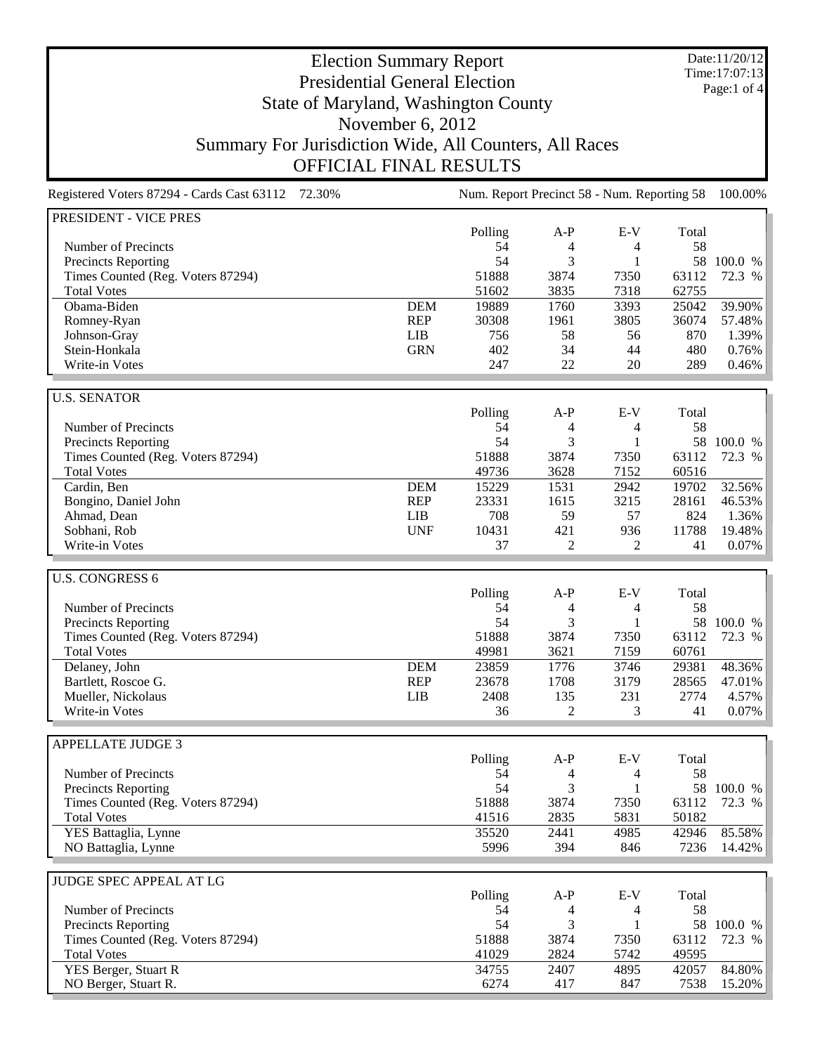# Election Summary Report

## Presidential General Election

## State of Maryland, Washington County

## November 6, 2012

## Summary For Jurisdiction Wide, All Counters, All Races

## OFFICIAL FINAL RESULTS

Date:11/20/12
Time:17:07:13

Registered Voters 87294 - Cards Cast 63112 72.30% | Num. Report Precinct 58 - Num. Reporting 58 100.00%

### PRESIDENT - VICE PRES

| | | Polling | A-P | E-V | Total | |
|---|---|---|---|---|---|---|
| Number of Precincts | | 54 | 4 | 4 | 58 | |
| Precincts Reporting | | 54 | 3 | 1 | 58 | 100.0 % |
| Times Counted (Reg. Voters 87294) | | 51888 | 3874 | 7350 | 63112 | 72.3 % |
| Total Votes | | 51602 | 3835 | 7318 | 62755 | |
| Obama-Biden | DEM | 19889 | 1760 | 3393 | 25042 | 39.90% |
| Romney-Ryan | REP | 30308 | 1961 | 3805 | 36074 | 57.48% |
| Johnson-Gray | LIB | 756 | 58 | 56 | 870 | 1.39% |
| Stein-Honkala | GRN | 402 | 34 | 44 | 480 | 0.76% |
| Write-in Votes | | 247 | 22 | 20 | 289 | 0.46% |

### U.S. SENATOR

| | | Polling | A-P | E-V | Total | |
|---|---|---|---|---|---|---|
| Number of Precincts | | 54 | 4 | 4 | 58 | |
| Precincts Reporting | | 54 | 3 | 1 | 58 | 100.0 % |
| Times Counted (Reg. Voters 87294) | | 51888 | 3874 | 7350 | 63112 | 72.3 % |
| Total Votes | | 49736 | 3628 | 7152 | 60516 | |
| Cardin, Ben | DEM | 15229 | 1531 | 2942 | 19702 | 32.56% |
| Bongino, Daniel John | REP | 23331 | 1615 | 3215 | 28161 | 46.53% |
| Ahmad, Dean | LIB | 708 | 59 | 57 | 824 | 1.36% |
| Sobhani, Rob | UNF | 10431 | 421 | 936 | 11788 | 19.48% |
| Write-in Votes | | 37 | 2 | 2 | 41 | 0.07% |

### U.S. CONGRESS 6

| | | Polling | A-P | E-V | Total | |
|---|---|---|---|---|---|---|
| Number of Precincts | | 54 | 4 | 4 | 58 | |
| Precincts Reporting | | 54 | 3 | 1 | 58 | 100.0 % |
| Times Counted (Reg. Voters 87294) | | 51888 | 3874 | 7350 | 63112 | 72.3 % |
| Total Votes | | 49981 | 3621 | 7159 | 60761 | |
| Delaney, John | DEM | 23859 | 1776 | 3746 | 29381 | 48.36% |
| Bartlett, Roscoe G. | REP | 23678 | 1708 | 3179 | 28565 | 47.01% |
| Mueller, Nickolaus | LIB | 2408 | 135 | 231 | 2774 | 4.57% |
| Write-in Votes | | 36 | 2 | 3 | 41 | 0.07% |

### APPELLATE JUDGE 3

| | | Polling | A-P | E-V | Total | |
|---|---|---|---|---|---|---|
| Number of Precincts | | 54 | 4 | 4 | 58 | |
| Precincts Reporting | | 54 | 3 | 1 | 58 | 100.0 % |
| Times Counted (Reg. Voters 87294) | | 51888 | 3874 | 7350 | 63112 | 72.3 % |
| Total Votes | | 41516 | 2835 | 5831 | 50182 | |
| YES Battaglia, Lynne | | 35520 | 2441 | 4985 | 42946 | 85.58% |
| NO Battaglia, Lynne | | 5996 | 394 | 846 | 7236 | 14.42% |

### JUDGE SPEC APPEAL AT LG

| | | Polling | A-P | E-V | Total | |
|---|---|---|---|---|---|---|
| Number of Precincts | | 54 | 4 | 4 | 58 | |
| Precincts Reporting | | 54 | 3 | 1 | 58 | 100.0 % |
| Times Counted (Reg. Voters 87294) | | 51888 | 3874 | 7350 | 63112 | 72.3 % |
| Total Votes | | 41029 | 2824 | 5742 | 49595 | |
| YES Berger, Stuart R | | 34755 | 2407 | 4895 | 42057 | 84.80% |
| NO Berger, Stuart R. | | 6274 | 417 | 847 | 7538 | 15.20% |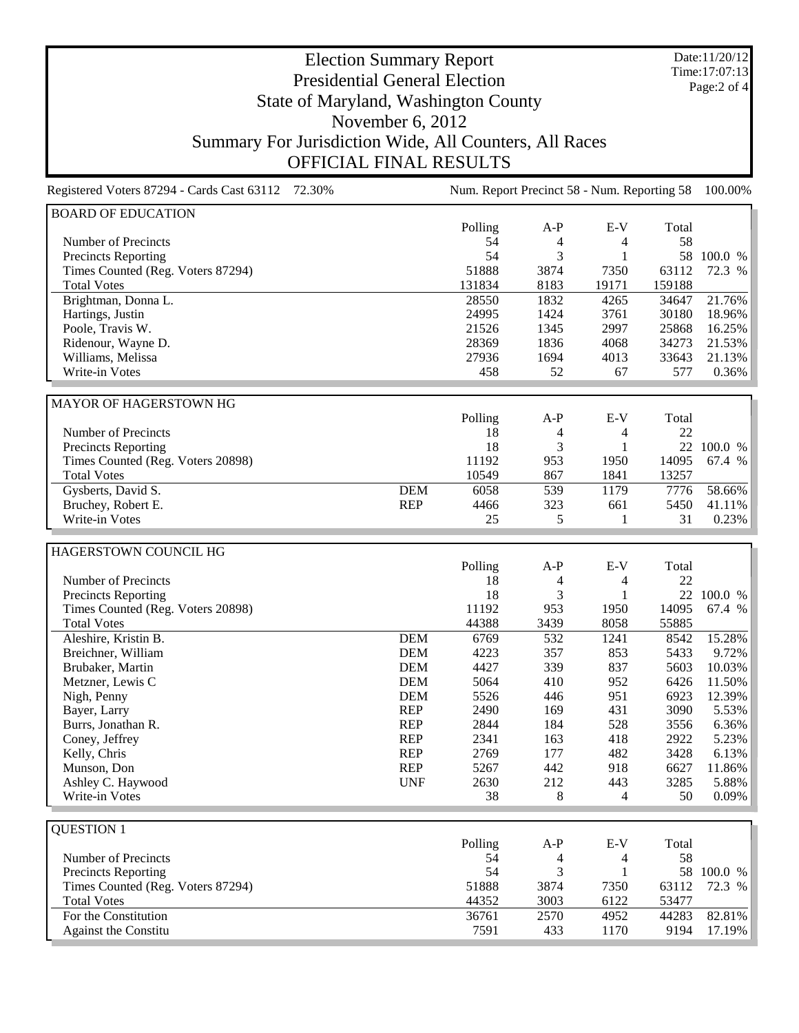# Election Summary Report

## Presidential General Election

## State of Maryland, Washington County

## November 6, 2012

## Summary For Jurisdiction Wide, All Counters, All Races

## OFFICIAL FINAL RESULTS

Date:11/20/12
Time:17:07:13

Registered Voters 87294 - Cards Cast 63112 72.30% | Num. Report Precinct 58 - Num. Reporting 58 100.00%

### BOARD OF EDUCATION

| | | Polling | A-P | E-V | Total | |
|---|---|---|---|---|---|---|
| Number of Precincts | | 54 | 4 | 4 | 58 | |
| Precincts Reporting | | 54 | 3 | 1 | 58 | 100.0 % |
| Times Counted (Reg. Voters 87294) | | 51888 | 3874 | 7350 | 63112 | 72.3 % |
| Total Votes | | 131834 | 8183 | 19171 | 159188 | |
| Brightman, Donna L. | | 28550 | 1832 | 4265 | 34647 | 21.76% |
| Hartings, Justin | | 24995 | 1424 | 3761 | 30180 | 18.96% |
| Poole, Travis W. | | 21526 | 1345 | 2997 | 25868 | 16.25% |
| Ridenour, Wayne D. | | 28369 | 1836 | 4068 | 34273 | 21.53% |
| Williams, Melissa | | 27936 | 1694 | 4013 | 33643 | 21.13% |
| Write-in Votes | | 458 | 52 | 67 | 577 | 0.36% |

### MAYOR OF HAGERSTOWN HG

| | | Polling | A-P | E-V | Total | |
|---|---|---|---|---|---|---|
| Number of Precincts | | 18 | 4 | 4 | 22 | |
| Precincts Reporting | | 18 | 3 | 1 | 22 | 100.0 % |
| Times Counted (Reg. Voters 20898) | | 11192 | 953 | 1950 | 14095 | 67.4 % |
| Total Votes | | 10549 | 867 | 1841 | 13257 | |
| Gysberts, David S. | DEM | 6058 | 539 | 1179 | 7776 | 58.66% |
| Bruchey, Robert E. | REP | 4466 | 323 | 661 | 5450 | 41.11% |
| Write-in Votes | | 25 | 5 | 1 | 31 | 0.23% |

### HAGERSTOWN COUNCIL HG

| | | Polling | A-P | E-V | Total | |
|---|---|---|---|---|---|---|
| Number of Precincts | | 18 | 4 | 4 | 22 | |
| Precincts Reporting | | 18 | 3 | 1 | 22 | 100.0 % |
| Times Counted (Reg. Voters 20898) | | 11192 | 953 | 1950 | 14095 | 67.4 % |
| Total Votes | | 44388 | 3439 | 8058 | 55885 | |
| Aleshire, Kristin B. | DEM | 6769 | 532 | 1241 | 8542 | 15.28% |
| Breichner, William | DEM | 4223 | 357 | 853 | 5433 | 9.72% |
| Brubaker, Martin | DEM | 4427 | 339 | 837 | 5603 | 10.03% |
| Metzner, Lewis C | DEM | 5064 | 410 | 952 | 6426 | 11.50% |
| Nigh, Penny | DEM | 5526 | 446 | 951 | 6923 | 12.39% |
| Bayer, Larry | REP | 2490 | 169 | 431 | 3090 | 5.53% |
| Burrs, Jonathan R. | REP | 2844 | 184 | 528 | 3556 | 6.36% |
| Coney, Jeffrey | REP | 2341 | 163 | 418 | 2922 | 5.23% |
| Kelly, Chris | REP | 2769 | 177 | 482 | 3428 | 6.13% |
| Munson, Don | REP | 5267 | 442 | 918 | 6627 | 11.86% |
| Ashley C. Haywood | UNF | 2630 | 212 | 443 | 3285 | 5.88% |
| Write-in Votes | | 38 | 8 | 4 | 50 | 0.09% |

### QUESTION 1

| | | Polling | A-P | E-V | Total | |
|---|---|---|---|---|---|---|
| Number of Precincts | | 54 | 4 | 4 | 58 | |
| Precincts Reporting | | 54 | 3 | 1 | 58 | 100.0 % |
| Times Counted (Reg. Voters 87294) | | 51888 | 3874 | 7350 | 63112 | 72.3 % |
| Total Votes | | 44352 | 3003 | 6122 | 53477 | |
| For the Constitution | | 36761 | 2570 | 4952 | 44283 | 82.81% |
| Against the Constitu | | 7591 | 433 | 1170 | 9194 | 17.19% |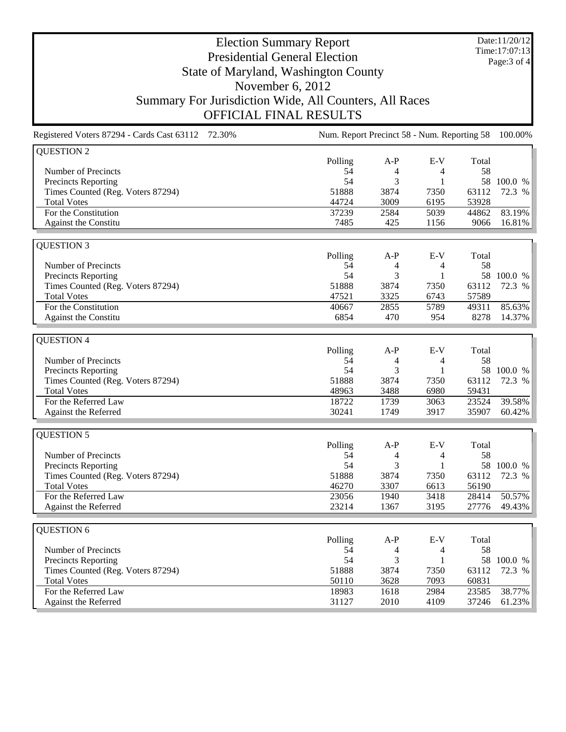# Election Summary Report
## Presidential General Election
## State of Maryland, Washington County
## November 6, 2012
## Summary For Jurisdiction Wide, All Counters, All Races
## OFFICIAL FINAL RESULTS

Date:11/20/12
Time:17:07:13

Registered Voters 87294 - Cards Cast 63112 72.30% | Num. Report Precinct 58 - Num. Reporting 58 100.00%

### QUESTION 2

| | Polling | A-P | E-V | Total | |
|---|---|---|---|---|---|
| Number of Precincts | 54 | 4 | 4 | 58 | |
| Precincts Reporting | 54 | 3 | 1 | 58 | 100.0 % |
| Times Counted (Reg. Voters 87294) | 51888 | 3874 | 7350 | 63112 | 72.3 % |
| Total Votes | 44724 | 3009 | 6195 | 53928 | |
| For the Constitution | 37239 | 2584 | 5039 | 44862 | 83.19% |
| Against the Constitu | 7485 | 425 | 1156 | 9066 | 16.81% |

### QUESTION 3

| | Polling | A-P | E-V | Total | |
|---|---|---|---|---|---|
| Number of Precincts | 54 | 4 | 4 | 58 | |
| Precincts Reporting | 54 | 3 | 1 | 58 | 100.0 % |
| Times Counted (Reg. Voters 87294) | 51888 | 3874 | 7350 | 63112 | 72.3 % |
| Total Votes | 47521 | 3325 | 6743 | 57589 | |
| For the Constitution | 40667 | 2855 | 5789 | 49311 | 85.63% |
| Against the Constitu | 6854 | 470 | 954 | 8278 | 14.37% |

### QUESTION 4

| | Polling | A-P | E-V | Total | |
|---|---|---|---|---|---|
| Number of Precincts | 54 | 4 | 4 | 58 | |
| Precincts Reporting | 54 | 3 | 1 | 58 | 100.0 % |
| Times Counted (Reg. Voters 87294) | 51888 | 3874 | 7350 | 63112 | 72.3 % |
| Total Votes | 48963 | 3488 | 6980 | 59431 | |
| For the Referred Law | 18722 | 1739 | 3063 | 23524 | 39.58% |
| Against the Referred | 30241 | 1749 | 3917 | 35907 | 60.42% |

### QUESTION 5

| | Polling | A-P | E-V | Total | |
|---|---|---|---|---|---|
| Number of Precincts | 54 | 4 | 4 | 58 | |
| Precincts Reporting | 54 | 3 | 1 | 58 | 100.0 % |
| Times Counted (Reg. Voters 87294) | 51888 | 3874 | 7350 | 63112 | 72.3 % |
| Total Votes | 46270 | 3307 | 6613 | 56190 | |
| For the Referred Law | 23056 | 1940 | 3418 | 28414 | 50.57% |
| Against the Referred | 23214 | 1367 | 3195 | 27776 | 49.43% |

### QUESTION 6

| | Polling | A-P | E-V | Total | |
|---|---|---|---|---|---|
| Number of Precincts | 54 | 4 | 4 | 58 | |
| Precincts Reporting | 54 | 3 | 1 | 58 | 100.0 % |
| Times Counted (Reg. Voters 87294) | 51888 | 3874 | 7350 | 63112 | 72.3 % |
| Total Votes | 50110 | 3628 | 7093 | 60831 | |
| For the Referred Law | 18983 | 1618 | 2984 | 23585 | 38.77% |
| Against the Referred | 31127 | 2010 | 4109 | 37246 | 61.23% |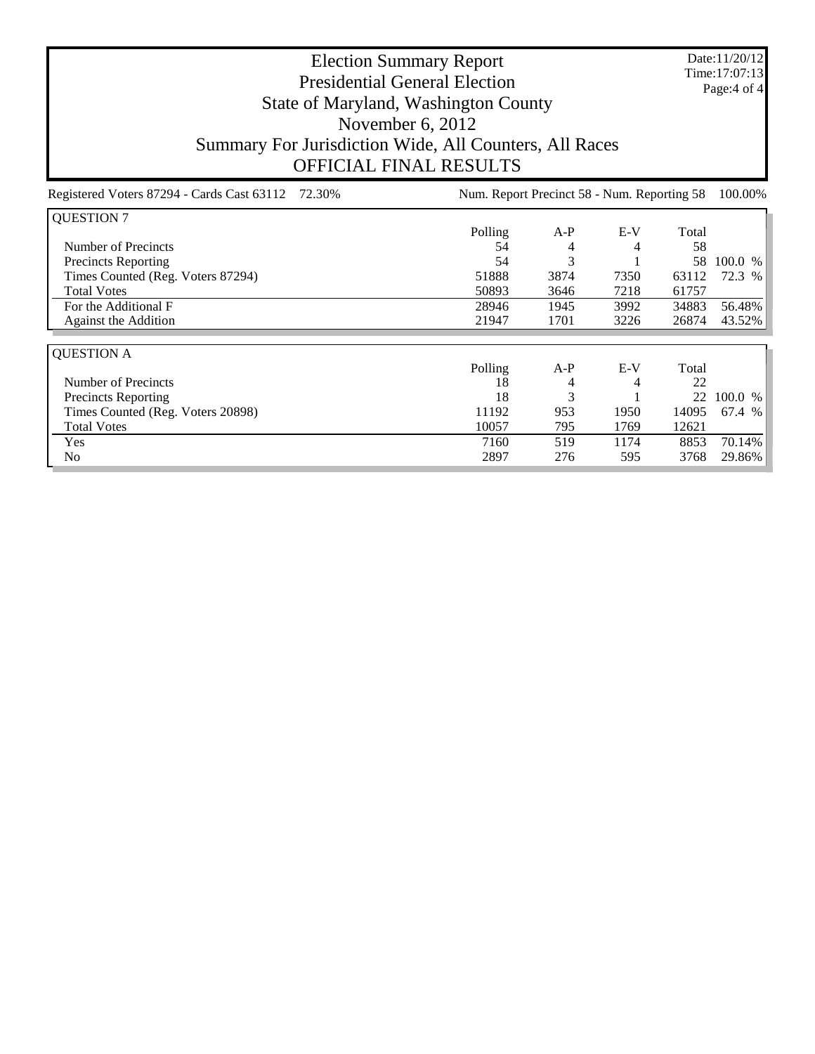# Election Summary Report
## Presidential General Election
## State of Maryland, Washington County
## November 6, 2012
## Summary For Jurisdiction Wide, All Counters, All Races
## OFFICIAL FINAL RESULTS

Date:11/20/12
Time:17:07:13

Registered Voters 87294 - Cards Cast 63112 72.30%    Num. Report Precinct 58 - Num. Reporting 58 100.00%

### QUESTION 7

| | Polling | A-P | E-V | Total | |
|---|---|---|---|---|---|
| Number of Precincts | 54 | 4 | 4 | 58 | |
| Precincts Reporting | 54 | 3 | 1 | 58 | 100.0 % |
| Times Counted (Reg. Voters 87294) | 51888 | 3874 | 7350 | 63112 | 72.3 % |
| Total Votes | 50893 | 3646 | 7218 | 61757 | |
| For the Additional F | 28946 | 1945 | 3992 | 34883 | 56.48% |
| Against the Addition | 21947 | 1701 | 3226 | 26874 | 43.52% |

### QUESTION A

| | Polling | A-P | E-V | Total | |
|---|---|---|---|---|---|
| Number of Precincts | 18 | 4 | 4 | 22 | |
| Precincts Reporting | 18 | 3 | 1 | 22 | 100.0 % |
| Times Counted (Reg. Voters 20898) | 11192 | 953 | 1950 | 14095 | 67.4 % |
| Total Votes | 10057 | 795 | 1769 | 12621 | |
| Yes | 7160 | 519 | 1174 | 8853 | 70.14% |
| No | 2897 | 276 | 595 | 3768 | 29.86% |